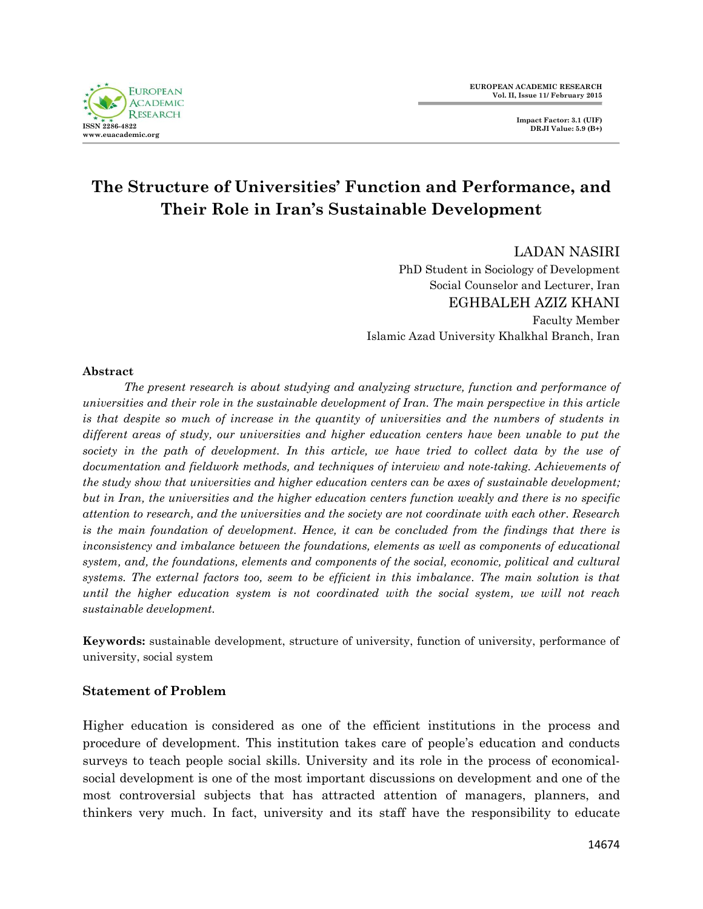# The Structure of Universities' Function and Performance, and Their Role in Iran's Sustainable Development

LADAN NASIRI
PhD Student in Sociology of Development
Social Counselor and Lecturer, Iran

EGHBALEH AZIZ KHANI
Faculty Member
Islamic Azad University Khalkhal Branch, Iran

## Abstract

*The present research is about studying and analyzing structure, function and performance of universities and their role in the sustainable development of Iran. The main perspective in this article is that despite so much of increase in the quantity of universities and the numbers of students in different areas of study, our universities and higher education centers have been unable to put the society in the path of development. In this article, we have tried to collect data by the use of documentation and fieldwork methods, and techniques of interview and note-taking. Achievements of the study show that universities and higher education centers can be axes of sustainable development; but in Iran, the universities and the higher education centers function weakly and there is no specific attention to research, and the universities and the society are not coordinate with each other. Research is the main foundation of development. Hence, it can be concluded from the findings that there is inconsistency and imbalance between the foundations, elements as well as components of educational system, and, the foundations, elements and components of the social, economic, political and cultural systems. The external factors too, seem to be efficient in this imbalance. The main solution is that until the higher education system is not coordinated with the social system, we will not reach sustainable development.*

**Keywords:** sustainable development, structure of university, function of university, performance of university, social system

## Statement of Problem

Higher education is considered as one of the efficient institutions in the process and procedure of development. This institution takes care of people's education and conducts surveys to teach people social skills. University and its role in the process of economical-social development is one of the most important discussions on development and one of the most controversial subjects that has attracted attention of managers, planners, and thinkers very much. In fact, university and its staff have the responsibility to educate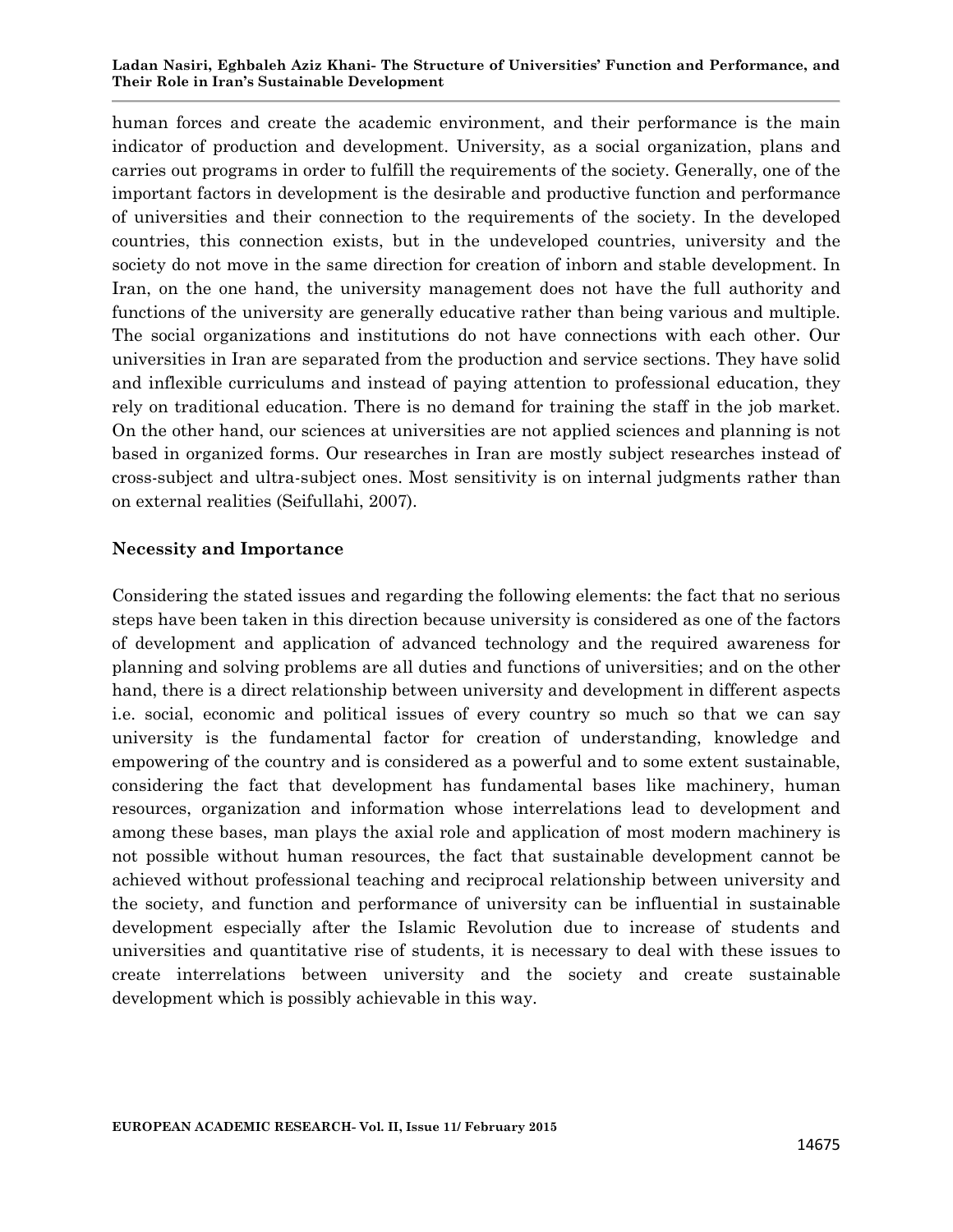human forces and create the academic environment, and their performance is the main indicator of production and development. University, as a social organization, plans and carries out programs in order to fulfill the requirements of the society. Generally, one of the important factors in development is the desirable and productive function and performance of universities and their connection to the requirements of the society. In the developed countries, this connection exists, but in the undeveloped countries, university and the society do not move in the same direction for creation of inborn and stable development. In Iran, on the one hand, the university management does not have the full authority and functions of the university are generally educative rather than being various and multiple. The social organizations and institutions do not have connections with each other. Our universities in Iran are separated from the production and service sections. They have solid and inflexible curriculums and instead of paying attention to professional education, they rely on traditional education. There is no demand for training the staff in the job market. On the other hand, our sciences at universities are not applied sciences and planning is not based in organized forms. Our researches in Iran are mostly subject researches instead of cross-subject and ultra-subject ones. Most sensitivity is on internal judgments rather than on external realities (Seifullahi, 2007).

## Necessity and Importance

Considering the stated issues and regarding the following elements: the fact that no serious steps have been taken in this direction because university is considered as one of the factors of development and application of advanced technology and the required awareness for planning and solving problems are all duties and functions of universities; and on the other hand, there is a direct relationship between university and development in different aspects i.e. social, economic and political issues of every country so much so that we can say university is the fundamental factor for creation of understanding, knowledge and empowering of the country and is considered as a powerful and to some extent sustainable, considering the fact that development has fundamental bases like machinery, human resources, organization and information whose interrelations lead to development and among these bases, man plays the axial role and application of most modern machinery is not possible without human resources, the fact that sustainable development cannot be achieved without professional teaching and reciprocal relationship between university and the society, and function and performance of university can be influential in sustainable development especially after the Islamic Revolution due to increase of students and universities and quantitative rise of students, it is necessary to deal with these issues to create interrelations between university and the society and create sustainable development which is possibly achievable in this way.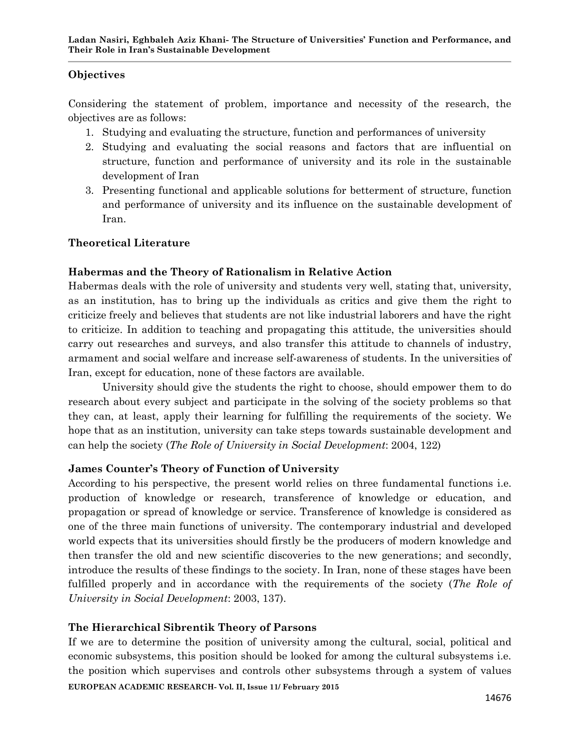## Objectives

Considering the statement of problem, importance and necessity of the research, the objectives are as follows:

1. Studying and evaluating the structure, function and performances of university
2. Studying and evaluating the social reasons and factors that are influential on structure, function and performance of university and its role in the sustainable development of Iran
3. Presenting functional and applicable solutions for betterment of structure, function and performance of university and its influence on the sustainable development of Iran.

## Theoretical Literature

### Habermas and the Theory of Rationalism in Relative Action

Habermas deals with the role of university and students very well, stating that, university, as an institution, has to bring up the individuals as critics and give them the right to criticize freely and believes that students are not like industrial laborers and have the right to criticize. In addition to teaching and propagating this attitude, the universities should carry out researches and surveys, and also transfer this attitude to channels of industry, armament and social welfare and increase self-awareness of students. In the universities of Iran, except for education, none of these factors are available.

University should give the students the right to choose, should empower them to do research about every subject and participate in the solving of the society problems so that they can, at least, apply their learning for fulfilling the requirements of the society. We hope that as an institution, university can take steps towards sustainable development and can help the society (*The Role of University in Social Development*: 2004, 122)

### James Counter's Theory of Function of University

According to his perspective, the present world relies on three fundamental functions i.e. production of knowledge or research, transference of knowledge or education, and propagation or spread of knowledge or service. Transference of knowledge is considered as one of the three main functions of university. The contemporary industrial and developed world expects that its universities should firstly be the producers of modern knowledge and then transfer the old and new scientific discoveries to the new generations; and secondly, introduce the results of these findings to the society. In Iran, none of these stages have been fulfilled properly and in accordance with the requirements of the society (*The Role of University in Social Development*: 2003, 137).

### The Hierarchical Sibrentik Theory of Parsons

If we are to determine the position of university among the cultural, social, political and economic subsystems, this position should be looked for among the cultural subsystems i.e. the position which supervises and controls other subsystems through a system of values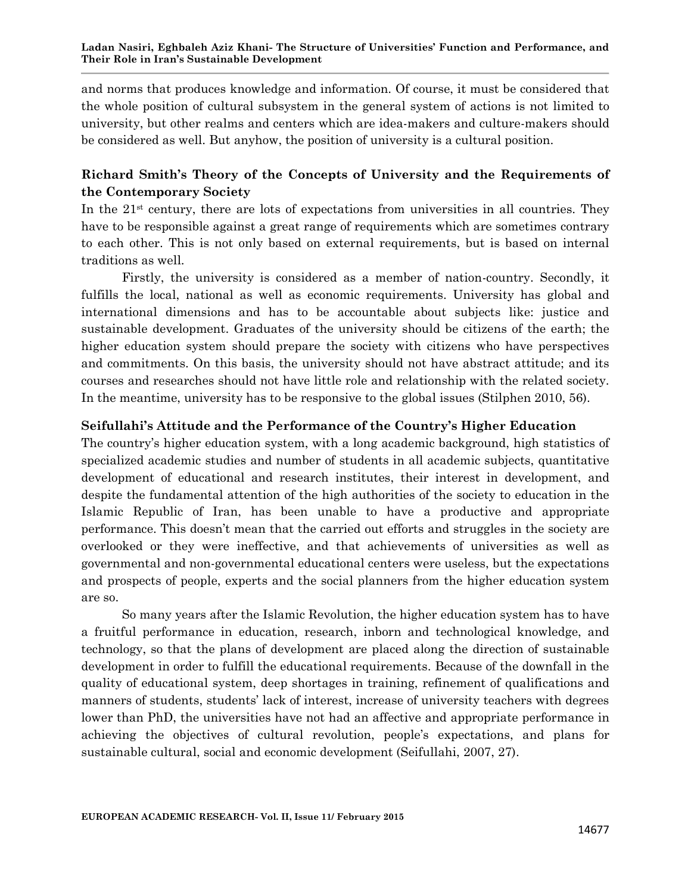and norms that produces knowledge and information. Of course, it must be considered that the whole position of cultural subsystem in the general system of actions is not limited to university, but other realms and centers which are idea-makers and culture-makers should be considered as well. But anyhow, the position of university is a cultural position.

### Richard Smith's Theory of the Concepts of University and the Requirements of the Contemporary Society

In the 21st century, there are lots of expectations from universities in all countries. They have to be responsible against a great range of requirements which are sometimes contrary to each other. This is not only based on external requirements, but is based on internal traditions as well.

Firstly, the university is considered as a member of nation-country. Secondly, it fulfills the local, national as well as economic requirements. University has global and international dimensions and has to be accountable about subjects like: justice and sustainable development. Graduates of the university should be citizens of the earth; the higher education system should prepare the society with citizens who have perspectives and commitments. On this basis, the university should not have abstract attitude; and its courses and researches should not have little role and relationship with the related society. In the meantime, university has to be responsive to the global issues (Stilphen 2010, 56).

### Seifullahi's Attitude and the Performance of the Country's Higher Education

The country's higher education system, with a long academic background, high statistics of specialized academic studies and number of students in all academic subjects, quantitative development of educational and research institutes, their interest in development, and despite the fundamental attention of the high authorities of the society to education in the Islamic Republic of Iran, has been unable to have a productive and appropriate performance. This doesn't mean that the carried out efforts and struggles in the society are overlooked or they were ineffective, and that achievements of universities as well as governmental and non-governmental educational centers were useless, but the expectations and prospects of people, experts and the social planners from the higher education system are so.

So many years after the Islamic Revolution, the higher education system has to have a fruitful performance in education, research, inborn and technological knowledge, and technology, so that the plans of development are placed along the direction of sustainable development in order to fulfill the educational requirements. Because of the downfall in the quality of educational system, deep shortages in training, refinement of qualifications and manners of students, students' lack of interest, increase of university teachers with degrees lower than PhD, the universities have not had an affective and appropriate performance in achieving the objectives of cultural revolution, people's expectations, and plans for sustainable cultural, social and economic development (Seifullahi, 2007, 27).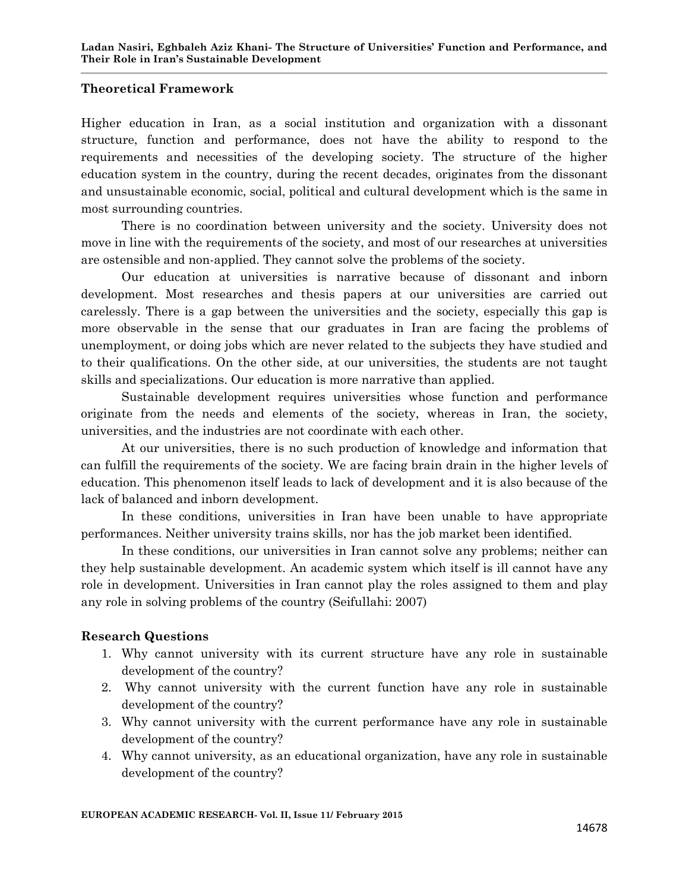## Theoretical Framework

Higher education in Iran, as a social institution and organization with a dissonant structure, function and performance, does not have the ability to respond to the requirements and necessities of the developing society. The structure of the higher education system in the country, during the recent decades, originates from the dissonant and unsustainable economic, social, political and cultural development which is the same in most surrounding countries.

There is no coordination between university and the society. University does not move in line with the requirements of the society, and most of our researches at universities are ostensible and non-applied. They cannot solve the problems of the society.

Our education at universities is narrative because of dissonant and inborn development. Most researches and thesis papers at our universities are carried out carelessly. There is a gap between the universities and the society, especially this gap is more observable in the sense that our graduates in Iran are facing the problems of unemployment, or doing jobs which are never related to the subjects they have studied and to their qualifications. On the other side, at our universities, the students are not taught skills and specializations. Our education is more narrative than applied.

Sustainable development requires universities whose function and performance originate from the needs and elements of the society, whereas in Iran, the society, universities, and the industries are not coordinate with each other.

At our universities, there is no such production of knowledge and information that can fulfill the requirements of the society. We are facing brain drain in the higher levels of education. This phenomenon itself leads to lack of development and it is also because of the lack of balanced and inborn development.

In these conditions, universities in Iran have been unable to have appropriate performances. Neither university trains skills, nor has the job market been identified.

In these conditions, our universities in Iran cannot solve any problems; neither can they help sustainable development. An academic system which itself is ill cannot have any role in development. Universities in Iran cannot play the roles assigned to them and play any role in solving problems of the country (Seifullahi: 2007)

## Research Questions

1. Why cannot university with its current structure have any role in sustainable development of the country?
2. Why cannot university with the current function have any role in sustainable development of the country?
3. Why cannot university with the current performance have any role in sustainable development of the country?
4. Why cannot university, as an educational organization, have any role in sustainable development of the country?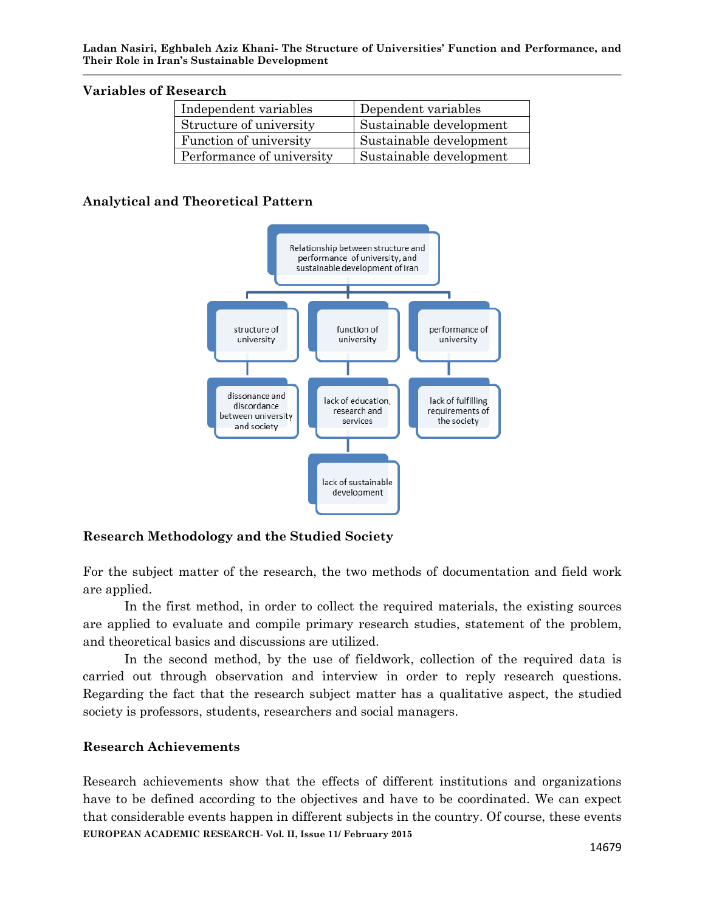### Variables of Research

| Independent variables | Dependent variables |
| --- | --- |
| Structure of university | Sustainable development |
| Function of university | Sustainable development |
| Performance of university | Sustainable development |

### Analytical and Theoretical Pattern

Relationship between structure and performance of university, and sustainable development of Iran

- structure of university
  - dissonance and discordance between university and society
- function of university
  - lack of education, research and services
    - lack of sustainable development
- performance of university
  - lack of fulfilling requirements of the society

### Research Methodology and the Studied Society

For the subject matter of the research, the two methods of documentation and field work are applied.

In the first method, in order to collect the required materials, the existing sources are applied to evaluate and compile primary research studies, statement of the problem, and theoretical basics and discussions are utilized.

In the second method, by the use of fieldwork, collection of the required data is carried out through observation and interview in order to reply research questions. Regarding the fact that the research subject matter has a qualitative aspect, the studied society is professors, students, researchers and social managers.

### Research Achievements

Research achievements show that the effects of different institutions and organizations have to be defined according to the objectives and have to be coordinated. We can expect that considerable events happen in different subjects in the country. Of course, these events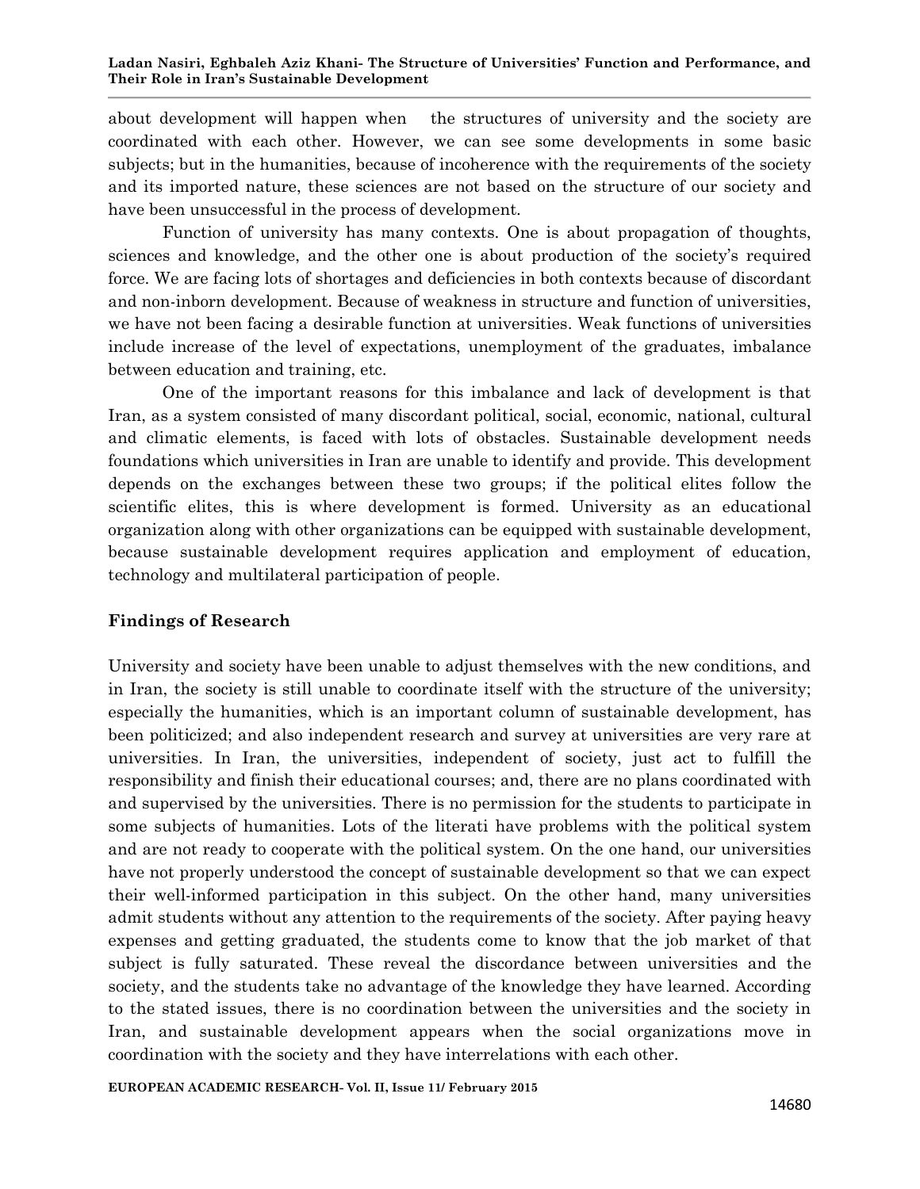about development will happen when the structures of university and the society are coordinated with each other. However, we can see some developments in some basic subjects; but in the humanities, because of incoherence with the requirements of the society and its imported nature, these sciences are not based on the structure of our society and have been unsuccessful in the process of development.

Function of university has many contexts. One is about propagation of thoughts, sciences and knowledge, and the other one is about production of the society's required force. We are facing lots of shortages and deficiencies in both contexts because of discordant and non-inborn development. Because of weakness in structure and function of universities, we have not been facing a desirable function at universities. Weak functions of universities include increase of the level of expectations, unemployment of the graduates, imbalance between education and training, etc.

One of the important reasons for this imbalance and lack of development is that Iran, as a system consisted of many discordant political, social, economic, national, cultural and climatic elements, is faced with lots of obstacles. Sustainable development needs foundations which universities in Iran are unable to identify and provide. This development depends on the exchanges between these two groups; if the political elites follow the scientific elites, this is where development is formed. University as an educational organization along with other organizations can be equipped with sustainable development, because sustainable development requires application and employment of education, technology and multilateral participation of people.

## Findings of Research

University and society have been unable to adjust themselves with the new conditions, and in Iran, the society is still unable to coordinate itself with the structure of the university; especially the humanities, which is an important column of sustainable development, has been politicized; and also independent research and survey at universities are very rare at universities. In Iran, the universities, independent of society, just act to fulfill the responsibility and finish their educational courses; and, there are no plans coordinated with and supervised by the universities. There is no permission for the students to participate in some subjects of humanities. Lots of the literati have problems with the political system and are not ready to cooperate with the political system. On the one hand, our universities have not properly understood the concept of sustainable development so that we can expect their well-informed participation in this subject. On the other hand, many universities admit students without any attention to the requirements of the society. After paying heavy expenses and getting graduated, the students come to know that the job market of that subject is fully saturated. These reveal the discordance between universities and the society, and the students take no advantage of the knowledge they have learned. According to the stated issues, there is no coordination between the universities and the society in Iran, and sustainable development appears when the social organizations move in coordination with the society and they have interrelations with each other.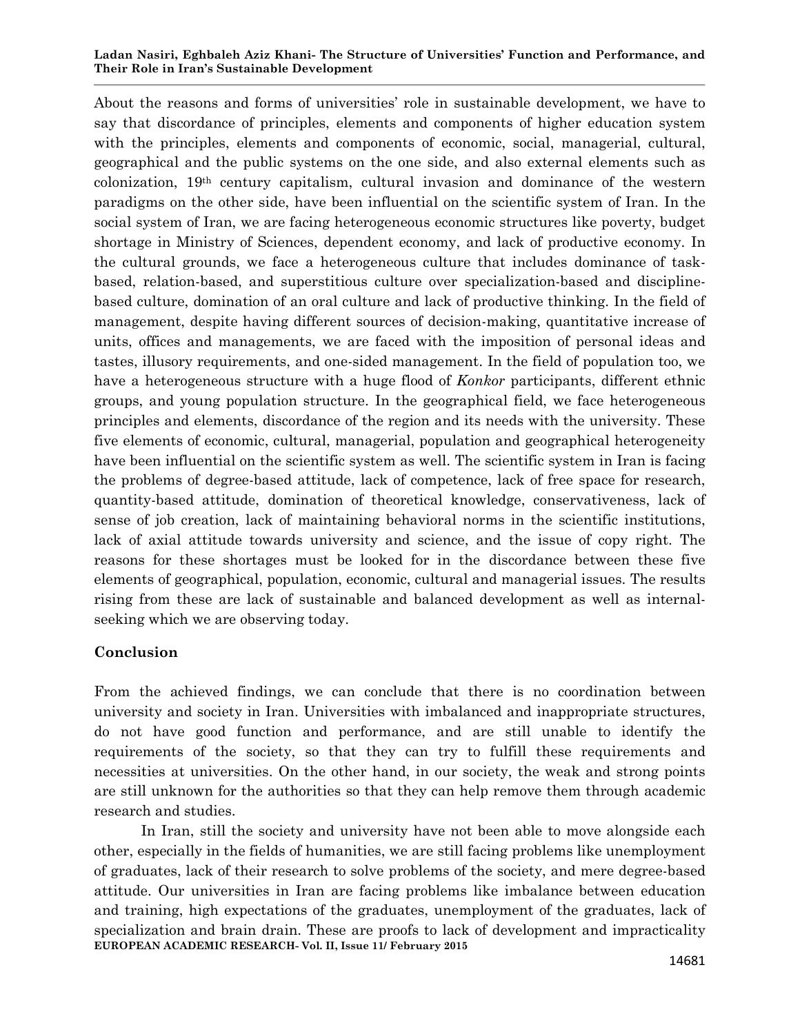About the reasons and forms of universities' role in sustainable development, we have to say that discordance of principles, elements and components of higher education system with the principles, elements and components of economic, social, managerial, cultural, geographical and the public systems on the one side, and also external elements such as colonization, 19th century capitalism, cultural invasion and dominance of the western paradigms on the other side, have been influential on the scientific system of Iran. In the social system of Iran, we are facing heterogeneous economic structures like poverty, budget shortage in Ministry of Sciences, dependent economy, and lack of productive economy. In the cultural grounds, we face a heterogeneous culture that includes dominance of task-based, relation-based, and superstitious culture over specialization-based and discipline-based culture, domination of an oral culture and lack of productive thinking. In the field of management, despite having different sources of decision-making, quantitative increase of units, offices and managements, we are faced with the imposition of personal ideas and tastes, illusory requirements, and one-sided management. In the field of population too, we have a heterogeneous structure with a huge flood of *Konkor* participants, different ethnic groups, and young population structure. In the geographical field, we face heterogeneous principles and elements, discordance of the region and its needs with the university. These five elements of economic, cultural, managerial, population and geographical heterogeneity have been influential on the scientific system as well. The scientific system in Iran is facing the problems of degree-based attitude, lack of competence, lack of free space for research, quantity-based attitude, domination of theoretical knowledge, conservativeness, lack of sense of job creation, lack of maintaining behavioral norms in the scientific institutions, lack of axial attitude towards university and science, and the issue of copy right. The reasons for these shortages must be looked for in the discordance between these five elements of geographical, population, economic, cultural and managerial issues. The results rising from these are lack of sustainable and balanced development as well as internal-seeking which we are observing today.

## Conclusion

From the achieved findings, we can conclude that there is no coordination between university and society in Iran. Universities with imbalanced and inappropriate structures, do not have good function and performance, and are still unable to identify the requirements of the society, so that they can try to fulfill these requirements and necessities at universities. On the other hand, in our society, the weak and strong points are still unknown for the authorities so that they can help remove them through academic research and studies.

In Iran, still the society and university have not been able to move alongside each other, especially in the fields of humanities, we are still facing problems like unemployment of graduates, lack of their research to solve problems of the society, and mere degree-based attitude. Our universities in Iran are facing problems like imbalance between education and training, high expectations of the graduates, unemployment of the graduates, lack of specialization and brain drain. These are proofs to lack of development and impracticality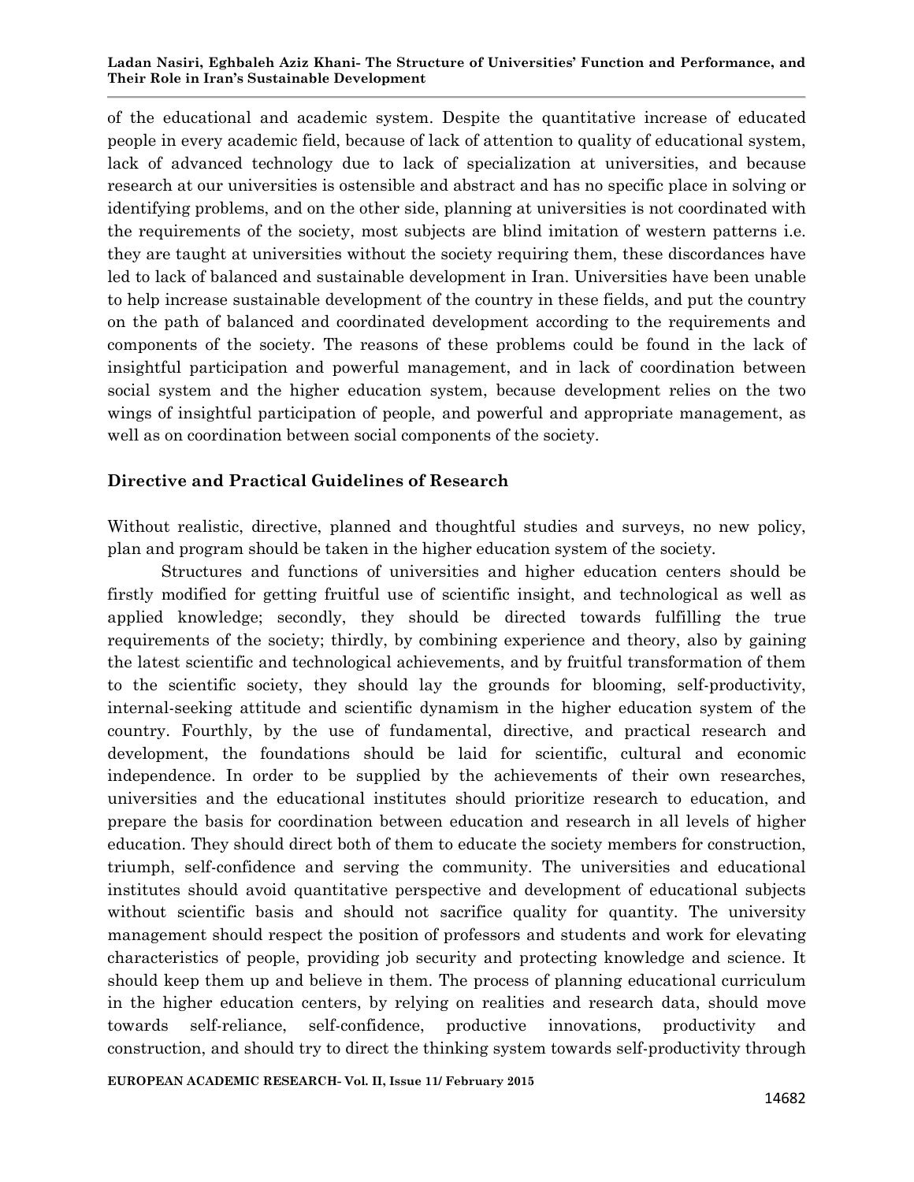of the educational and academic system. Despite the quantitative increase of educated people in every academic field, because of lack of attention to quality of educational system, lack of advanced technology due to lack of specialization at universities, and because research at our universities is ostensible and abstract and has no specific place in solving or identifying problems, and on the other side, planning at universities is not coordinated with the requirements of the society, most subjects are blind imitation of western patterns i.e. they are taught at universities without the society requiring them, these discordances have led to lack of balanced and sustainable development in Iran. Universities have been unable to help increase sustainable development of the country in these fields, and put the country on the path of balanced and coordinated development according to the requirements and components of the society. The reasons of these problems could be found in the lack of insightful participation and powerful management, and in lack of coordination between social system and the higher education system, because development relies on the two wings of insightful participation of people, and powerful and appropriate management, as well as on coordination between social components of the society.

## Directive and Practical Guidelines of Research

Without realistic, directive, planned and thoughtful studies and surveys, no new policy, plan and program should be taken in the higher education system of the society.

Structures and functions of universities and higher education centers should be firstly modified for getting fruitful use of scientific insight, and technological as well as applied knowledge; secondly, they should be directed towards fulfilling the true requirements of the society; thirdly, by combining experience and theory, also by gaining the latest scientific and technological achievements, and by fruitful transformation of them to the scientific society, they should lay the grounds for blooming, self-productivity, internal-seeking attitude and scientific dynamism in the higher education system of the country. Fourthly, by the use of fundamental, directive, and practical research and development, the foundations should be laid for scientific, cultural and economic independence. In order to be supplied by the achievements of their own researches, universities and the educational institutes should prioritize research to education, and prepare the basis for coordination between education and research in all levels of higher education. They should direct both of them to educate the society members for construction, triumph, self-confidence and serving the community. The universities and educational institutes should avoid quantitative perspective and development of educational subjects without scientific basis and should not sacrifice quality for quantity. The university management should respect the position of professors and students and work for elevating characteristics of people, providing job security and protecting knowledge and science. It should keep them up and believe in them. The process of planning educational curriculum in the higher education centers, by relying on realities and research data, should move towards self-reliance, self-confidence, productive innovations, productivity and construction, and should try to direct the thinking system towards self-productivity through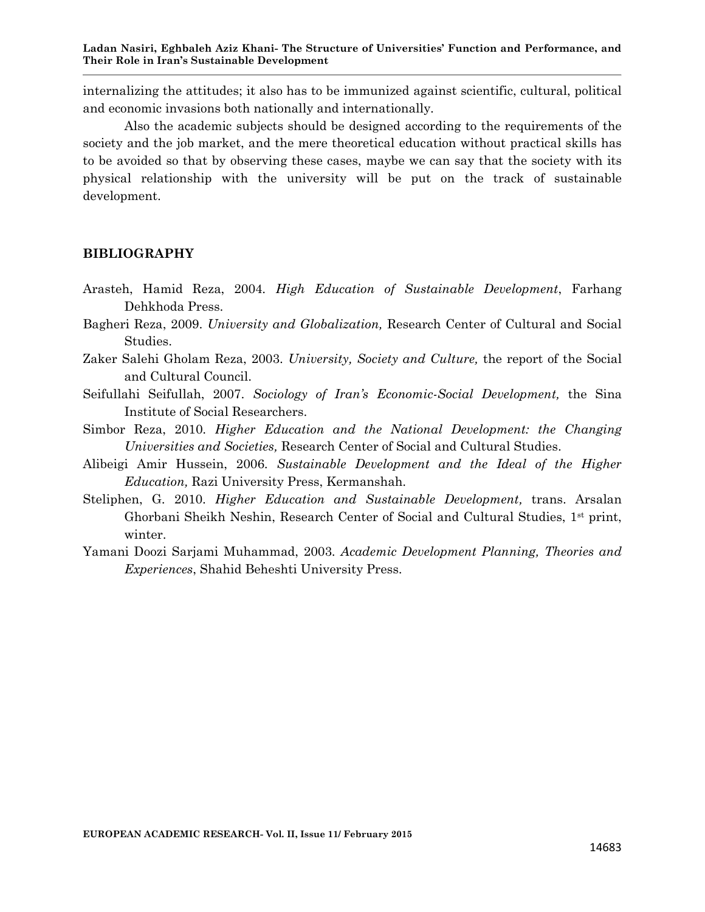internalizing the attitudes; it also has to be immunized against scientific, cultural, political and economic invasions both nationally and internationally.

Also the academic subjects should be designed according to the requirements of the society and the job market, and the mere theoretical education without practical skills has to be avoided so that by observing these cases, maybe we can say that the society with its physical relationship with the university will be put on the track of sustainable development.

## BIBLIOGRAPHY

Arasteh, Hamid Reza, 2004. *High Education of Sustainable Development*, Farhang Dehkhoda Press.

Bagheri Reza, 2009. *University and Globalization,* Research Center of Cultural and Social Studies.

Zaker Salehi Gholam Reza, 2003. *University, Society and Culture,* the report of the Social and Cultural Council.

Seifullahi Seifullah, 2007. *Sociology of Iran's Economic-Social Development,* the Sina Institute of Social Researchers.

Simbor Reza, 2010. *Higher Education and the National Development: the Changing Universities and Societies,* Research Center of Social and Cultural Studies.

Alibeigi Amir Hussein, 2006. *Sustainable Development and the Ideal of the Higher Education,* Razi University Press, Kermanshah.

Steliphen, G. 2010. *Higher Education and Sustainable Development,* trans. Arsalan Ghorbani Sheikh Neshin, Research Center of Social and Cultural Studies, 1st print, winter.

Yamani Doozi Sarjami Muhammad, 2003. *Academic Development Planning, Theories and Experiences*, Shahid Beheshti University Press.